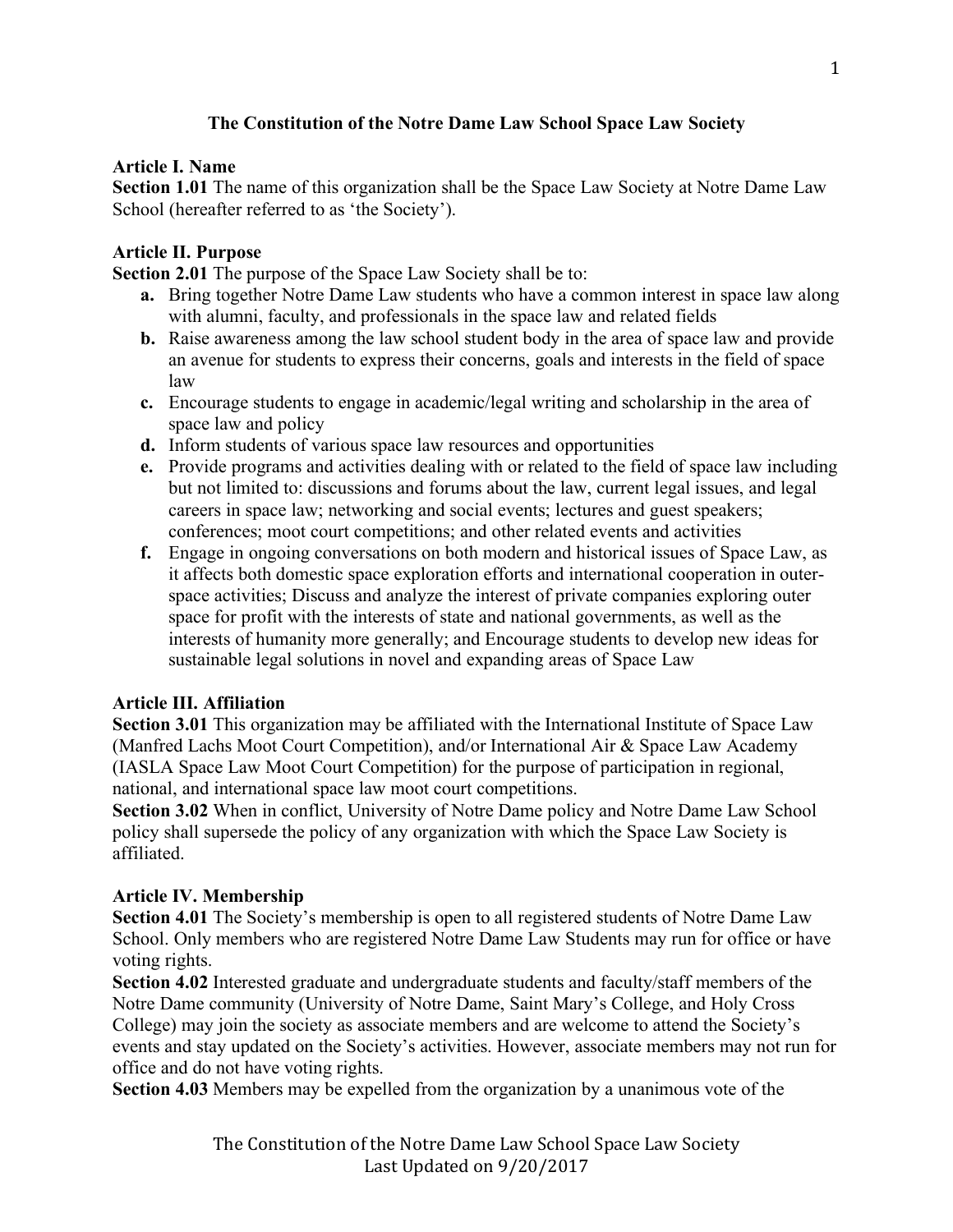# The Constitution of the Notre Dame Law School Space Law Society

## Article I. Name

**Section 1.01** The name of this organization shall be the Space Law Society at Notre Dame Law School (hereafter referred to as 'the Society').

## Article II. Purpose

**Section 2.01** The purpose of the Space Law Society shall be to:

- **a.** Bring together Notre Dame Law students who have a common interest in space law along with alumni, faculty, and professionals in the space law and related fields
- **b.** Raise awareness among the law school student body in the area of space law and provide an avenue for students to express their concerns, goals and interests in the field of space law
- **c.** Encourage students to engage in academic/legal writing and scholarship in the area of space law and policy
- **d.** Inform students of various space law resources and opportunities
- **e.** Provide programs and activities dealing with or related to the field of space law including but not limited to: discussions and forums about the law, current legal issues, and legal careers in space law; networking and social events; lectures and guest speakers; conferences; moot court competitions; and other related events and activities
- **f.** Engage in ongoing conversations on both modern and historical issues of Space Law, as it affects both domestic space exploration efforts and international cooperation in outer-space activities; Discuss and analyze the interest of private companies exploring outer space for profit with the interests of state and national governments, as well as the interests of humanity more generally; and Encourage students to develop new ideas for sustainable legal solutions in novel and expanding areas of Space Law

## Article III. Affiliation

**Section 3.01** This organization may be affiliated with the International Institute of Space Law (Manfred Lachs Moot Court Competition), and/or International Air & Space Law Academy (IASLA Space Law Moot Court Competition) for the purpose of participation in regional, national, and international space law moot court competitions.

**Section 3.02** When in conflict, University of Notre Dame policy and Notre Dame Law School policy shall supersede the policy of any organization with which the Space Law Society is affiliated.

## Article IV. Membership

**Section 4.01** The Society's membership is open to all registered students of Notre Dame Law School. Only members who are registered Notre Dame Law Students may run for office or have voting rights.

**Section 4.02** Interested graduate and undergraduate students and faculty/staff members of the Notre Dame community (University of Notre Dame, Saint Mary's College, and Holy Cross College) may join the society as associate members and are welcome to attend the Society's events and stay updated on the Society's activities. However, associate members may not run for office and do not have voting rights.

**Section 4.03** Members may be expelled from the organization by a unanimous vote of the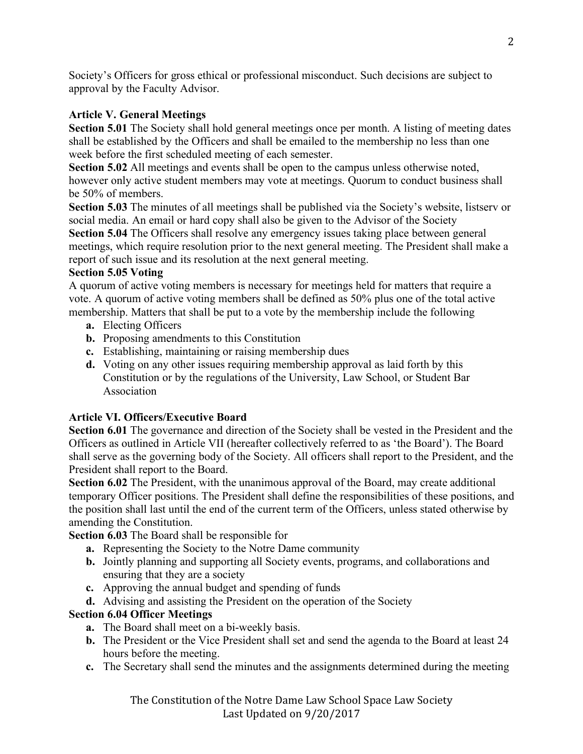Society's Officers for gross ethical or professional misconduct. Such decisions are subject to approval by the Faculty Advisor.

**Article V. General Meetings**

**Section 5.01** The Society shall hold general meetings once per month. A listing of meeting dates shall be established by the Officers and shall be emailed to the membership no less than one week before the first scheduled meeting of each semester.

**Section 5.02** All meetings and events shall be open to the campus unless otherwise noted, however only active student members may vote at meetings. Quorum to conduct business shall be 50% of members.

**Section 5.03** The minutes of all meetings shall be published via the Society's website, listserv or social media. An email or hard copy shall also be given to the Advisor of the Society

**Section 5.04** The Officers shall resolve any emergency issues taking place between general meetings, which require resolution prior to the next general meeting. The President shall make a report of such issue and its resolution at the next general meeting.

**Section 5.05 Voting**

A quorum of active voting members is necessary for meetings held for matters that require a vote. A quorum of active voting members shall be defined as 50% plus one of the total active membership. Matters that shall be put to a vote by the membership include the following

- **a.** Electing Officers
- **b.** Proposing amendments to this Constitution
- **c.** Establishing, maintaining or raising membership dues
- **d.** Voting on any other issues requiring membership approval as laid forth by this Constitution or by the regulations of the University, Law School, or Student Bar Association

**Article VI. Officers/Executive Board**

**Section 6.01** The governance and direction of the Society shall be vested in the President and the Officers as outlined in Article VII (hereafter collectively referred to as 'the Board'). The Board shall serve as the governing body of the Society. All officers shall report to the President, and the President shall report to the Board.

**Section 6.02** The President, with the unanimous approval of the Board, may create additional temporary Officer positions. The President shall define the responsibilities of these positions, and the position shall last until the end of the current term of the Officers, unless stated otherwise by amending the Constitution.

**Section 6.03** The Board shall be responsible for

- **a.** Representing the Society to the Notre Dame community
- **b.** Jointly planning and supporting all Society events, programs, and collaborations and ensuring that they are a society
- **c.** Approving the annual budget and spending of funds
- **d.** Advising and assisting the President on the operation of the Society

**Section 6.04 Officer Meetings**

- **a.** The Board shall meet on a bi-weekly basis.
- **b.** The President or the Vice President shall set and send the agenda to the Board at least 24 hours before the meeting.
- **c.** The Secretary shall send the minutes and the assignments determined during the meeting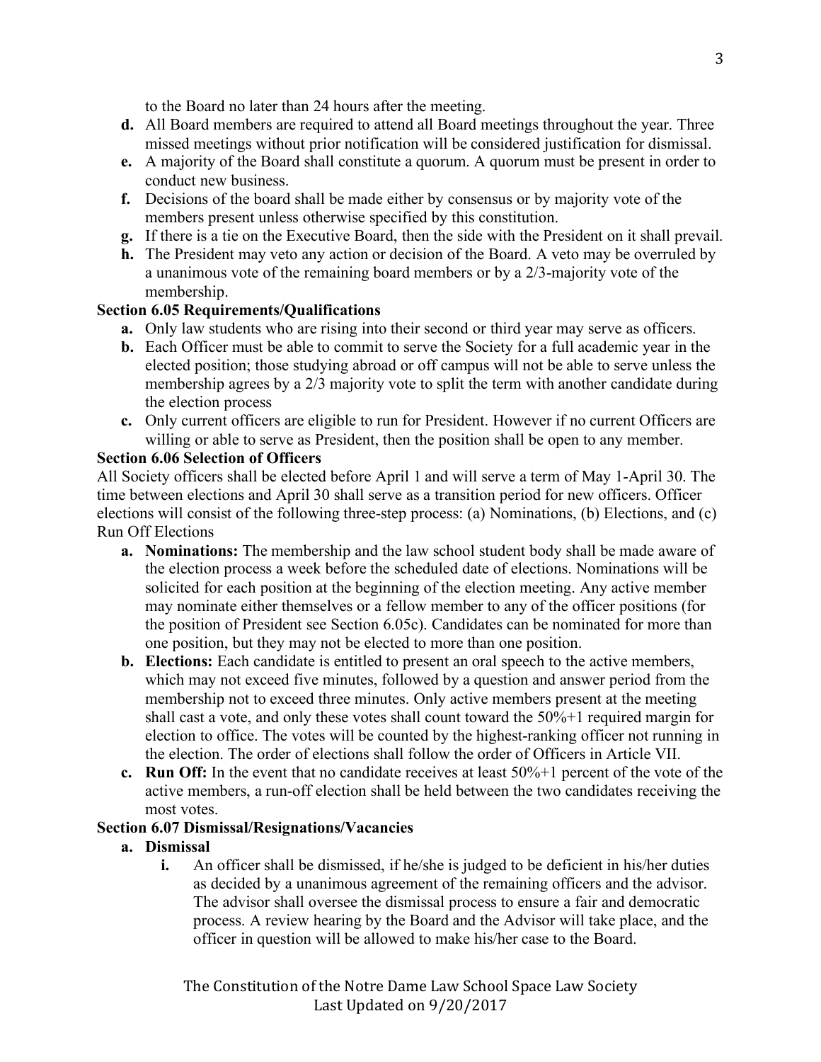to the Board no later than 24 hours after the meeting.

- **d.** All Board members are required to attend all Board meetings throughout the year. Three missed meetings without prior notification will be considered justification for dismissal.
- **e.** A majority of the Board shall constitute a quorum. A quorum must be present in order to conduct new business.
- **f.** Decisions of the board shall be made either by consensus or by majority vote of the members present unless otherwise specified by this constitution.
- **g.** If there is a tie on the Executive Board, then the side with the President on it shall prevail.
- **h.** The President may veto any action or decision of the Board. A veto may be overruled by a unanimous vote of the remaining board members or by a 2/3-majority vote of the membership.

**Section 6.05 Requirements/Qualifications**

- **a.** Only law students who are rising into their second or third year may serve as officers.
- **b.** Each Officer must be able to commit to serve the Society for a full academic year in the elected position; those studying abroad or off campus will not be able to serve unless the membership agrees by a 2/3 majority vote to split the term with another candidate during the election process
- **c.** Only current officers are eligible to run for President. However if no current Officers are willing or able to serve as President, then the position shall be open to any member.

**Section 6.06 Selection of Officers**

All Society officers shall be elected before April 1 and will serve a term of May 1-April 30. The time between elections and April 30 shall serve as a transition period for new officers. Officer elections will consist of the following three-step process: (a) Nominations, (b) Elections, and (c) Run Off Elections

- **a. Nominations:** The membership and the law school student body shall be made aware of the election process a week before the scheduled date of elections. Nominations will be solicited for each position at the beginning of the election meeting. Any active member may nominate either themselves or a fellow member to any of the officer positions (for the position of President see Section 6.05c). Candidates can be nominated for more than one position, but they may not be elected to more than one position.
- **b. Elections:** Each candidate is entitled to present an oral speech to the active members, which may not exceed five minutes, followed by a question and answer period from the membership not to exceed three minutes. Only active members present at the meeting shall cast a vote, and only these votes shall count toward the 50%+1 required margin for election to office. The votes will be counted by the highest-ranking officer not running in the election. The order of elections shall follow the order of Officers in Article VII.
- **c. Run Off:** In the event that no candidate receives at least 50%+1 percent of the vote of the active members, a run-off election shall be held between the two candidates receiving the most votes.

**Section 6.07 Dismissal/Resignations/Vacancies**

- **a. Dismissal**
  - **i.** An officer shall be dismissed, if he/she is judged to be deficient in his/her duties as decided by a unanimous agreement of the remaining officers and the advisor. The advisor shall oversee the dismissal process to ensure a fair and democratic process. A review hearing by the Board and the Advisor will take place, and the officer in question will be allowed to make his/her case to the Board.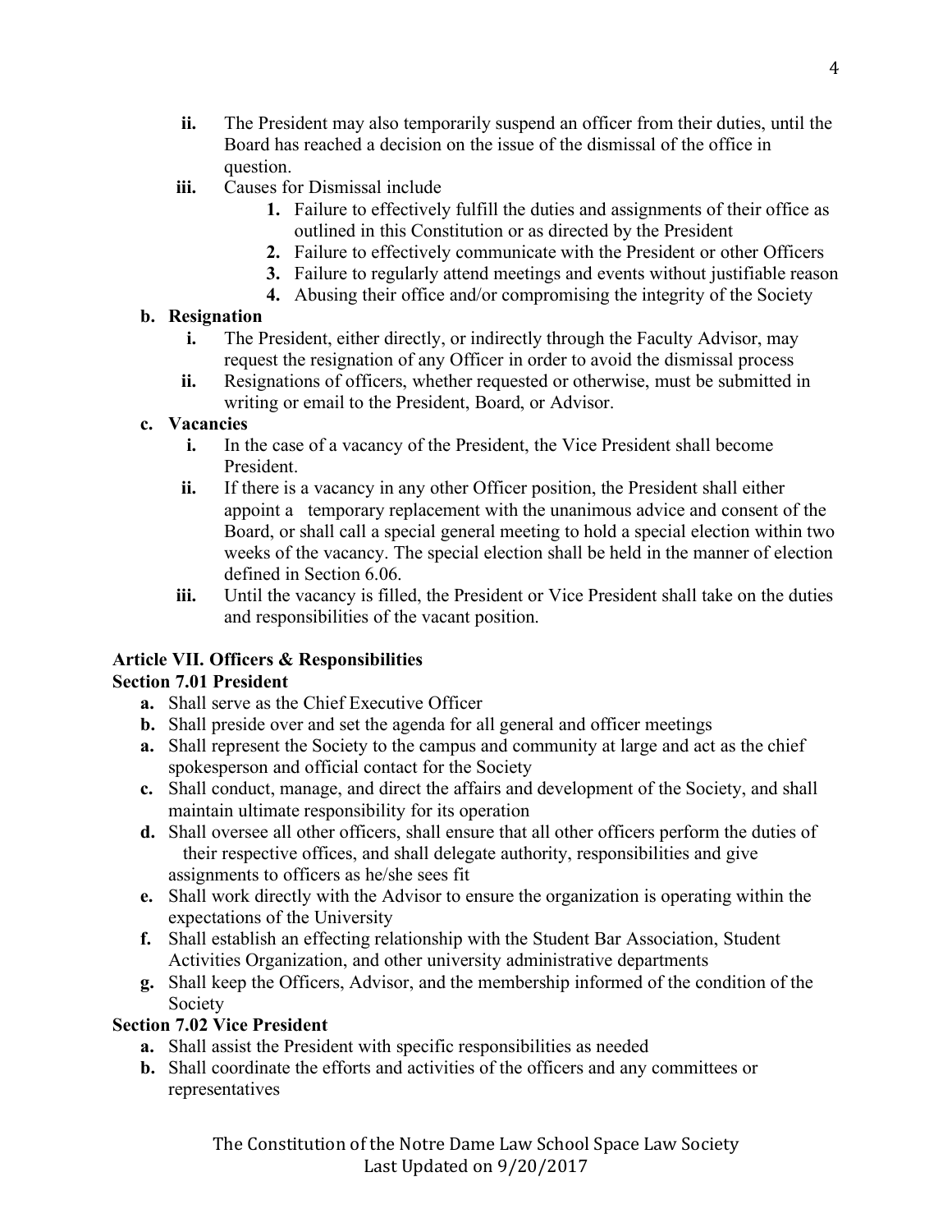- **ii.** The President may also temporarily suspend an officer from their duties, until the Board has reached a decision on the issue of the dismissal of the office in question.
- **iii.** Causes for Dismissal include
  1. Failure to effectively fulfill the duties and assignments of their office as outlined in this Constitution or as directed by the President
  2. Failure to effectively communicate with the President or other Officers
  3. Failure to regularly attend meetings and events without justifiable reason
  4. Abusing their office and/or compromising the integrity of the Society

**b. Resignation**

- **i.** The President, either directly, or indirectly through the Faculty Advisor, may request the resignation of any Officer in order to avoid the dismissal process
- **ii.** Resignations of officers, whether requested or otherwise, must be submitted in writing or email to the President, Board, or Advisor.

**c. Vacancies**

- **i.** In the case of a vacancy of the President, the Vice President shall become President.
- **ii.** If there is a vacancy in any other Officer position, the President shall either appoint a temporary replacement with the unanimous advice and consent of the Board, or shall call a special general meeting to hold a special election within two weeks of the vacancy. The special election shall be held in the manner of election defined in Section 6.06.
- **iii.** Until the vacancy is filled, the President or Vice President shall take on the duties and responsibilities of the vacant position.

## Article VII. Officers & Responsibilities

### Section 7.01 President

- **a.** Shall serve as the Chief Executive Officer
- **b.** Shall preside over and set the agenda for all general and officer meetings
- **a.** Shall represent the Society to the campus and community at large and act as the chief spokesperson and official contact for the Society
- **c.** Shall conduct, manage, and direct the affairs and development of the Society, and shall maintain ultimate responsibility for its operation
- **d.** Shall oversee all other officers, shall ensure that all other officers perform the duties of their respective offices, and shall delegate authority, responsibilities and give assignments to officers as he/she sees fit
- **e.** Shall work directly with the Advisor to ensure the organization is operating within the expectations of the University
- **f.** Shall establish an effecting relationship with the Student Bar Association, Student Activities Organization, and other university administrative departments
- **g.** Shall keep the Officers, Advisor, and the membership informed of the condition of the Society

### Section 7.02 Vice President

- **a.** Shall assist the President with specific responsibilities as needed
- **b.** Shall coordinate the efforts and activities of the officers and any committees or representatives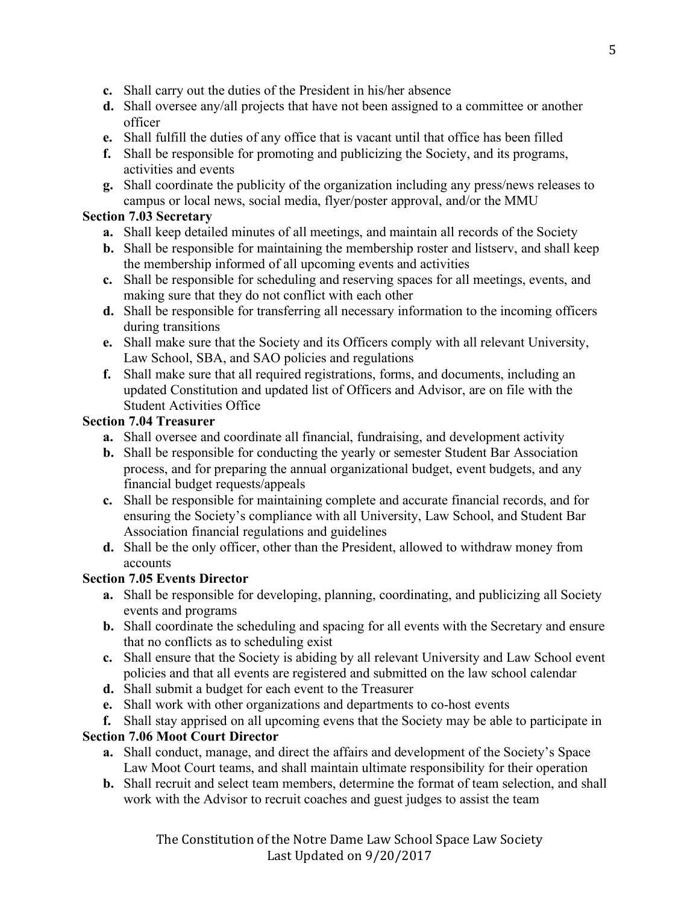- **c.** Shall carry out the duties of the President in his/her absence
- **d.** Shall oversee any/all projects that have not been assigned to a committee or another officer
- **e.** Shall fulfill the duties of any office that is vacant until that office has been filled
- **f.** Shall be responsible for promoting and publicizing the Society, and its programs, activities and events
- **g.** Shall coordinate the publicity of the organization including any press/news releases to campus or local news, social media, flyer/poster approval, and/or the MMU

**Section 7.03 Secretary**

- **a.** Shall keep detailed minutes of all meetings, and maintain all records of the Society
- **b.** Shall be responsible for maintaining the membership roster and listserv, and shall keep the membership informed of all upcoming events and activities
- **c.** Shall be responsible for scheduling and reserving spaces for all meetings, events, and making sure that they do not conflict with each other
- **d.** Shall be responsible for transferring all necessary information to the incoming officers during transitions
- **e.** Shall make sure that the Society and its Officers comply with all relevant University, Law School, SBA, and SAO policies and regulations
- **f.** Shall make sure that all required registrations, forms, and documents, including an updated Constitution and updated list of Officers and Advisor, are on file with the Student Activities Office

**Section 7.04 Treasurer**

- **a.** Shall oversee and coordinate all financial, fundraising, and development activity
- **b.** Shall be responsible for conducting the yearly or semester Student Bar Association process, and for preparing the annual organizational budget, event budgets, and any financial budget requests/appeals
- **c.** Shall be responsible for maintaining complete and accurate financial records, and for ensuring the Society's compliance with all University, Law School, and Student Bar Association financial regulations and guidelines
- **d.** Shall be the only officer, other than the President, allowed to withdraw money from accounts

**Section 7.05 Events Director**

- **a.** Shall be responsible for developing, planning, coordinating, and publicizing all Society events and programs
- **b.** Shall coordinate the scheduling and spacing for all events with the Secretary and ensure that no conflicts as to scheduling exist
- **c.** Shall ensure that the Society is abiding by all relevant University and Law School event policies and that all events are registered and submitted on the law school calendar
- **d.** Shall submit a budget for each event to the Treasurer
- **e.** Shall work with other organizations and departments to co-host events
- **f.** Shall stay apprised on all upcoming evens that the Society may be able to participate in

**Section 7.06 Moot Court Director**

- **a.** Shall conduct, manage, and direct the affairs and development of the Society's Space Law Moot Court teams, and shall maintain ultimate responsibility for their operation
- **b.** Shall recruit and select team members, determine the format of team selection, and shall work with the Advisor to recruit coaches and guest judges to assist the team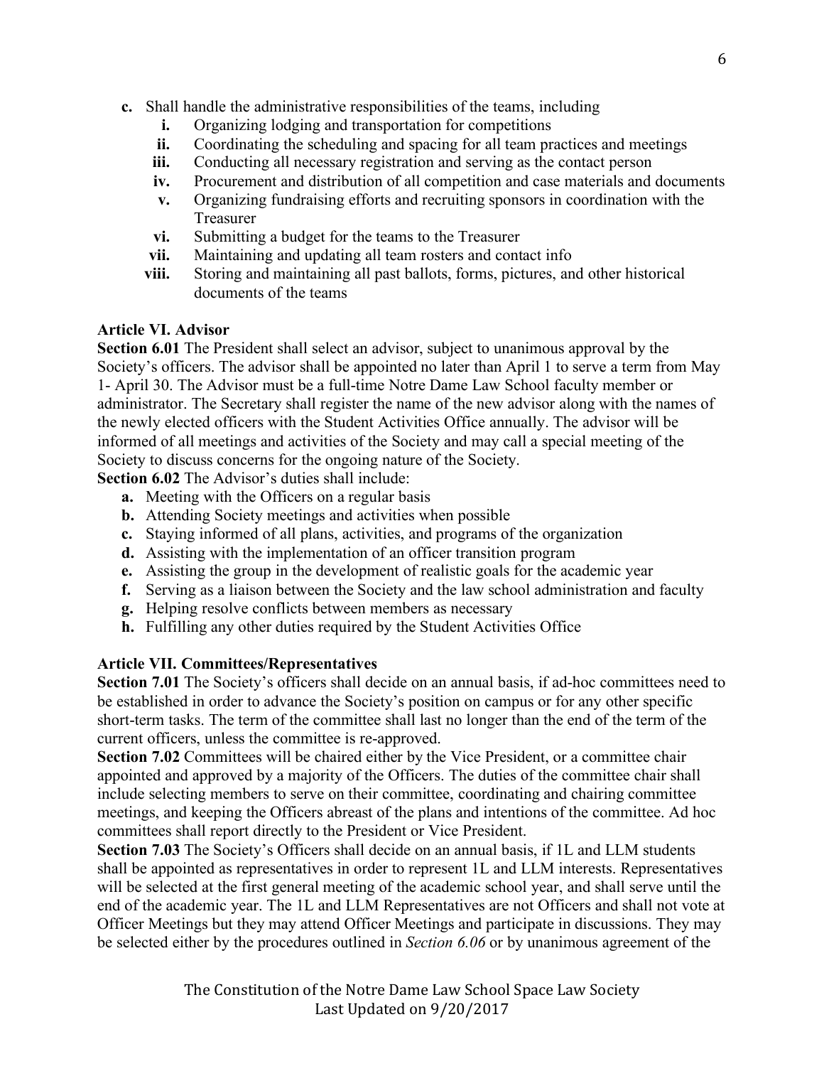- **c.** Shall handle the administrative responsibilities of the teams, including
    - **i.** Organizing lodging and transportation for competitions
    - **ii.** Coordinating the scheduling and spacing for all team practices and meetings
    - **iii.** Conducting all necessary registration and serving as the contact person
    - **iv.** Procurement and distribution of all competition and case materials and documents
    - **v.** Organizing fundraising efforts and recruiting sponsors in coordination with the Treasurer
    - **vi.** Submitting a budget for the teams to the Treasurer
    - **vii.** Maintaining and updating all team rosters and contact info
    - **viii.** Storing and maintaining all past ballots, forms, pictures, and other historical documents of the teams

**Article VI. Advisor**

**Section 6.01** The President shall select an advisor, subject to unanimous approval by the Society's officers. The advisor shall be appointed no later than April 1 to serve a term from May 1- April 30. The Advisor must be a full-time Notre Dame Law School faculty member or administrator. The Secretary shall register the name of the new advisor along with the names of the newly elected officers with the Student Activities Office annually. The advisor will be informed of all meetings and activities of the Society and may call a special meeting of the Society to discuss concerns for the ongoing nature of the Society.

**Section 6.02** The Advisor's duties shall include:

- **a.** Meeting with the Officers on a regular basis
- **b.** Attending Society meetings and activities when possible
- **c.** Staying informed of all plans, activities, and programs of the organization
- **d.** Assisting with the implementation of an officer transition program
- **e.** Assisting the group in the development of realistic goals for the academic year
- **f.** Serving as a liaison between the Society and the law school administration and faculty
- **g.** Helping resolve conflicts between members as necessary
- **h.** Fulfilling any other duties required by the Student Activities Office

**Article VII. Committees/Representatives**

**Section 7.01** The Society's officers shall decide on an annual basis, if ad-hoc committees need to be established in order to advance the Society's position on campus or for any other specific short-term tasks. The term of the committee shall last no longer than the end of the term of the current officers, unless the committee is re-approved.

**Section 7.02** Committees will be chaired either by the Vice President, or a committee chair appointed and approved by a majority of the Officers. The duties of the committee chair shall include selecting members to serve on their committee, coordinating and chairing committee meetings, and keeping the Officers abreast of the plans and intentions of the committee. Ad hoc committees shall report directly to the President or Vice President.

**Section 7.03** The Society's Officers shall decide on an annual basis, if 1L and LLM students shall be appointed as representatives in order to represent 1L and LLM interests. Representatives will be selected at the first general meeting of the academic school year, and shall serve until the end of the academic year. The 1L and LLM Representatives are not Officers and shall not vote at Officer Meetings but they may attend Officer Meetings and participate in discussions. They may be selected either by the procedures outlined in *Section 6.06* or by unanimous agreement of the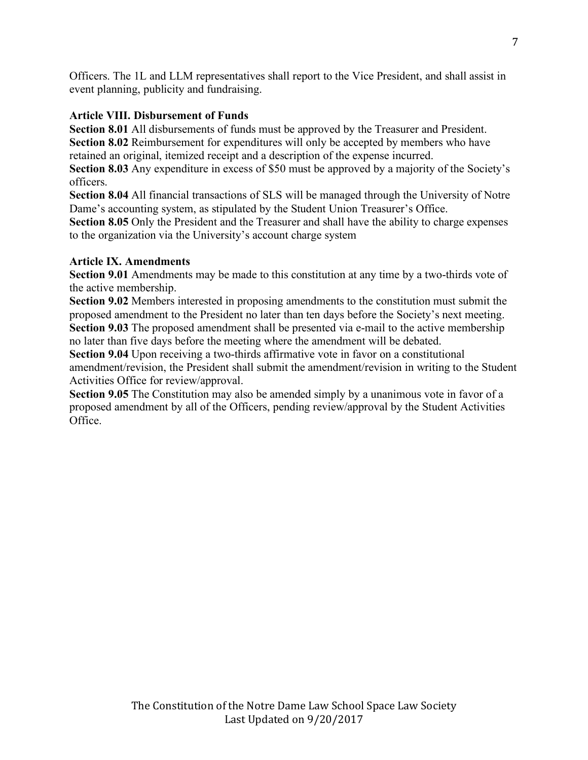Officers. The 1L and LLM representatives shall report to the Vice President, and shall assist in event planning, publicity and fundraising.

**Article VIII. Disbursement of Funds**

**Section 8.01** All disbursements of funds must be approved by the Treasurer and President.

**Section 8.02** Reimbursement for expenditures will only be accepted by members who have retained an original, itemized receipt and a description of the expense incurred.

**Section 8.03** Any expenditure in excess of $50 must be approved by a majority of the Society's officers.

**Section 8.04** All financial transactions of SLS will be managed through the University of Notre Dame's accounting system, as stipulated by the Student Union Treasurer's Office.

**Section 8.05** Only the President and the Treasurer and shall have the ability to charge expenses to the organization via the University's account charge system

**Article IX. Amendments**

**Section 9.01** Amendments may be made to this constitution at any time by a two-thirds vote of the active membership.

**Section 9.02** Members interested in proposing amendments to the constitution must submit the proposed amendment to the President no later than ten days before the Society's next meeting.

**Section 9.03** The proposed amendment shall be presented via e-mail to the active membership no later than five days before the meeting where the amendment will be debated.

**Section 9.04** Upon receiving a two-thirds affirmative vote in favor on a constitutional amendment/revision, the President shall submit the amendment/revision in writing to the Student Activities Office for review/approval.

**Section 9.05** The Constitution may also be amended simply by a unanimous vote in favor of a proposed amendment by all of the Officers, pending review/approval by the Student Activities Office.